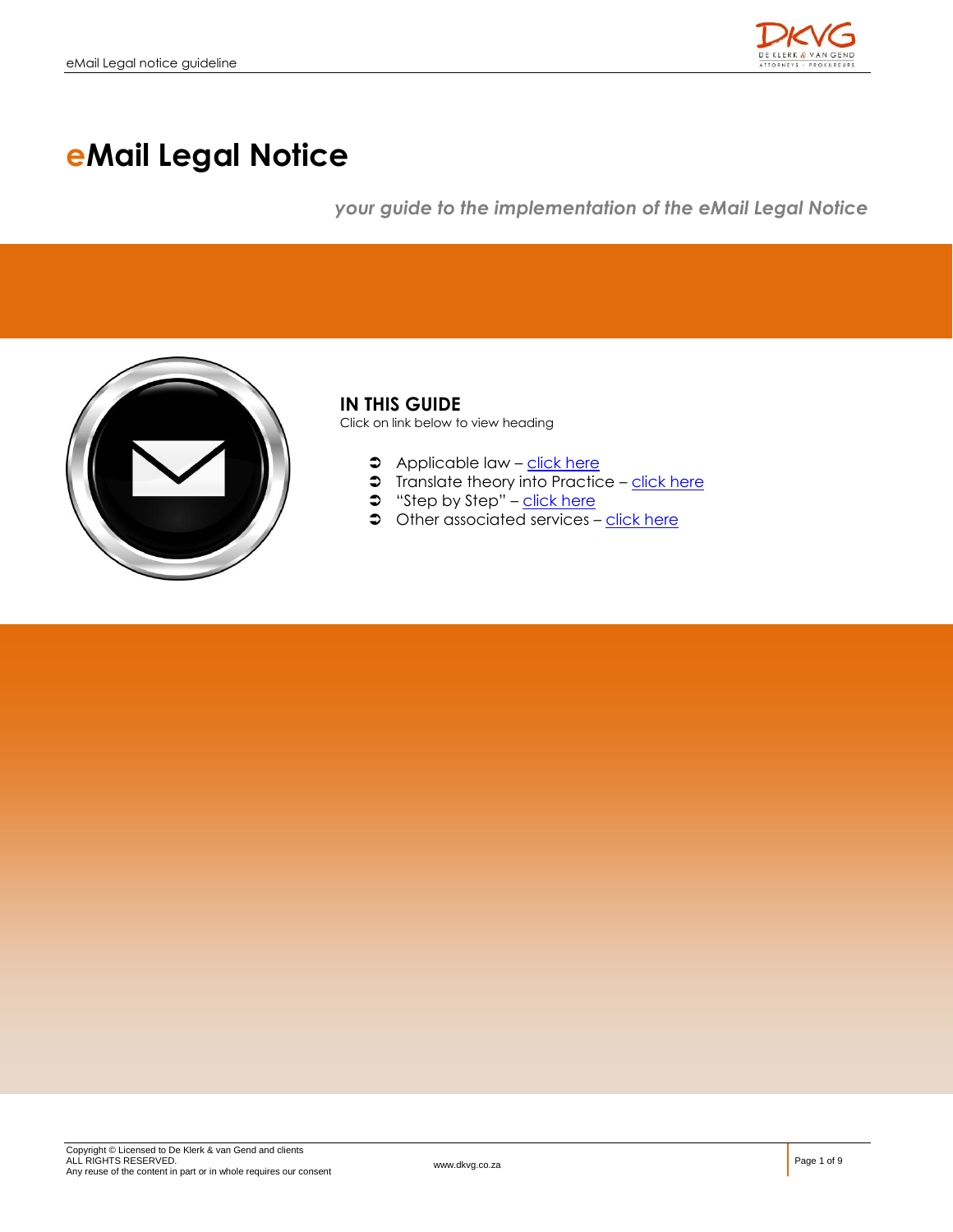# eMail Legal Notice

*your guide to the implementation of the eMail Legal Notice*

## IN THIS GUIDE

Click on link below to view heading

- Applicable law – click here
- Translate theory into Practice – click here
- "Step by Step" – click here
- Other associated services – click here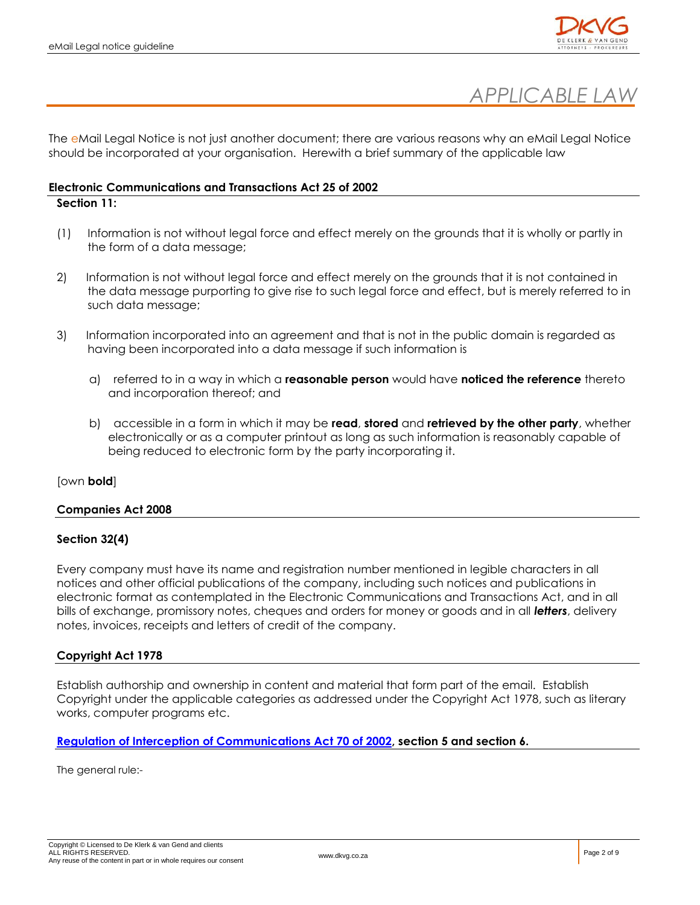# APPLICABLE LAW

The eMail Legal Notice is not just another document; there are various reasons why an eMail Legal Notice should be incorporated at your organisation. Herewith a brief summary of the applicable law

## Electronic Communications and Transactions Act 25 of 2002

### Section 11:

(1) Information is not without legal force and effect merely on the grounds that it is wholly or partly in the form of a data message;

2) Information is not without legal force and effect merely on the grounds that it is not contained in the data message purporting to give rise to such legal force and effect, but is merely referred to in such data message;

3) Information incorporated into an agreement and that is not in the public domain is regarded as having been incorporated into a data message if such information is

a) referred to in a way in which a **reasonable person** would have **noticed the reference** thereto and incorporation thereof; and

b) accessible in a form in which it may be **read**, **stored** and **retrieved by the other party**, whether electronically or as a computer printout as long as such information is reasonably capable of being reduced to electronic form by the party incorporating it.

[own **bold**]

## Companies Act 2008

### Section 32(4)

Every company must have its name and registration number mentioned in legible characters in all notices and other official publications of the company, including such notices and publications in electronic format as contemplated in the Electronic Communications and Transactions Act, and in all bills of exchange, promissory notes, cheques and orders for money or goods and in all ***letters***, delivery notes, invoices, receipts and letters of credit of the company.

## Copyright Act 1978

Establish authorship and ownership in content and material that form part of the email. Establish Copyright under the applicable categories as addressed under the Copyright Act 1978, such as literary works, computer programs etc.

## Regulation of Interception of Communications Act 70 of 2002, section 5 and section 6.

The general rule:-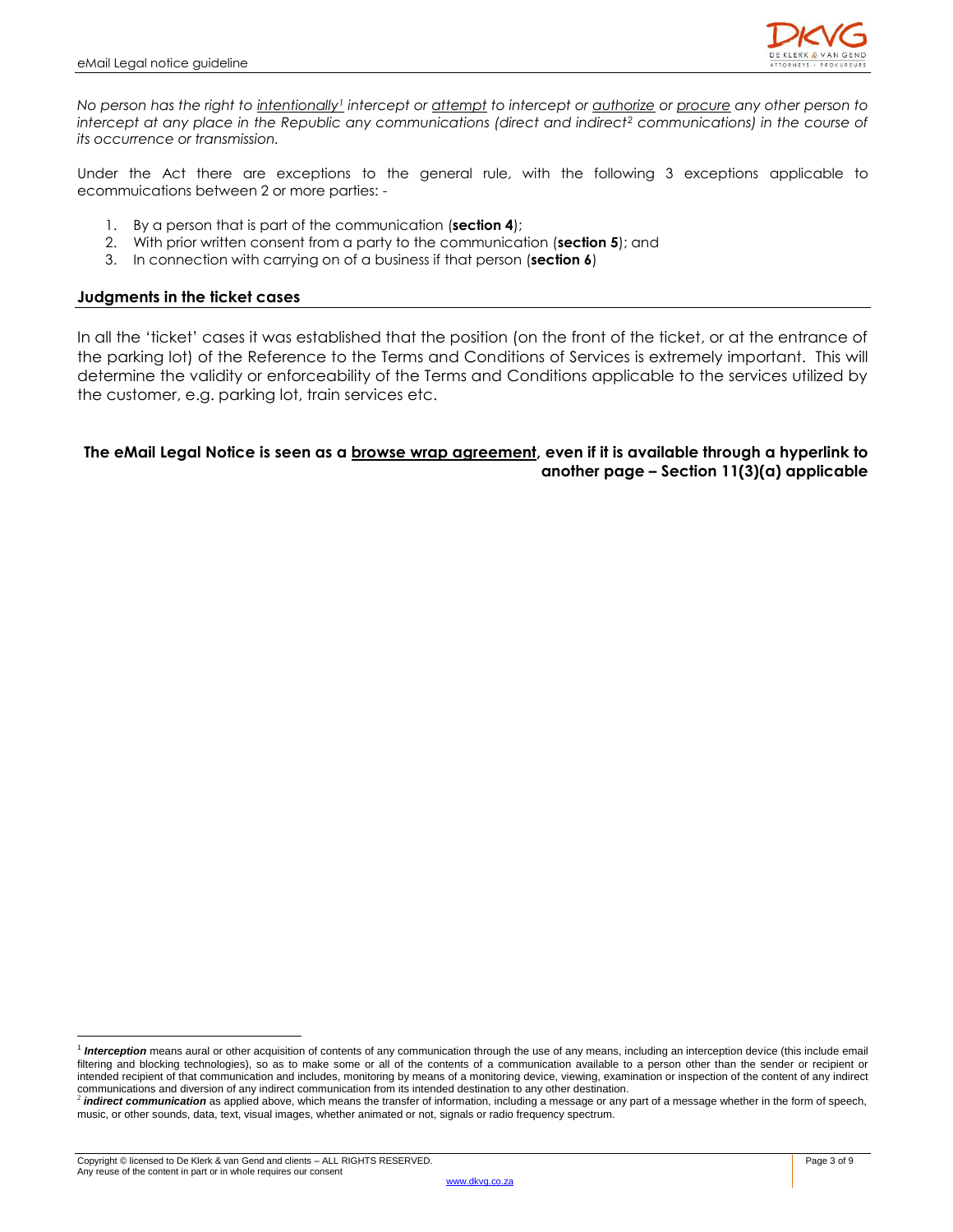*No person has the right to <u>intentionally</u>[1] intercept or <u>attempt</u> to intercept or <u>authorize</u> or <u>procure</u> any other person to intercept at any place in the Republic any communications (direct and indirect[2] communications) in the course of its occurrence or transmission.*

Under the Act there are exceptions to the general rule, with the following 3 exceptions applicable to ecommuications between 2 or more parties: -

1. By a person that is part of the communication (**section 4**);
2. With prior written consent from a party to the communication (**section 5**); and
3. In connection with carrying on of a business if that person (**section 6**)

## Judgments in the ticket cases

In all the 'ticket' cases it was established that the position (on the front of the ticket, or at the entrance of the parking lot) of the Reference to the Terms and Conditions of Services is extremely important. This will determine the validity or enforceability of the Terms and Conditions applicable to the services utilized by the customer, e.g. parking lot, train services etc.

**The eMail Legal Notice is seen as a <u>browse wrap agreement</u>, even if it is available through a hyperlink to another page – Section 11(3)(a) applicable**

---

[1] ***Interception*** means aural or other acquisition of contents of any communication through the use of any means, including an interception device (this include email filtering and blocking technologies), so as to make some or all of the contents of a communication available to a person other than the sender or recipient or intended recipient of that communication and includes, monitoring by means of a monitoring device, viewing, examination or inspection of the content of any indirect communications and diversion of any indirect communication from its intended destination to any other destination.

[2] ***indirect communication*** as applied above, which means the transfer of information, including a message or any part of a message whether in the form of speech, music, or other sounds, data, text, visual images, whether animated or not, signals or radio frequency spectrum.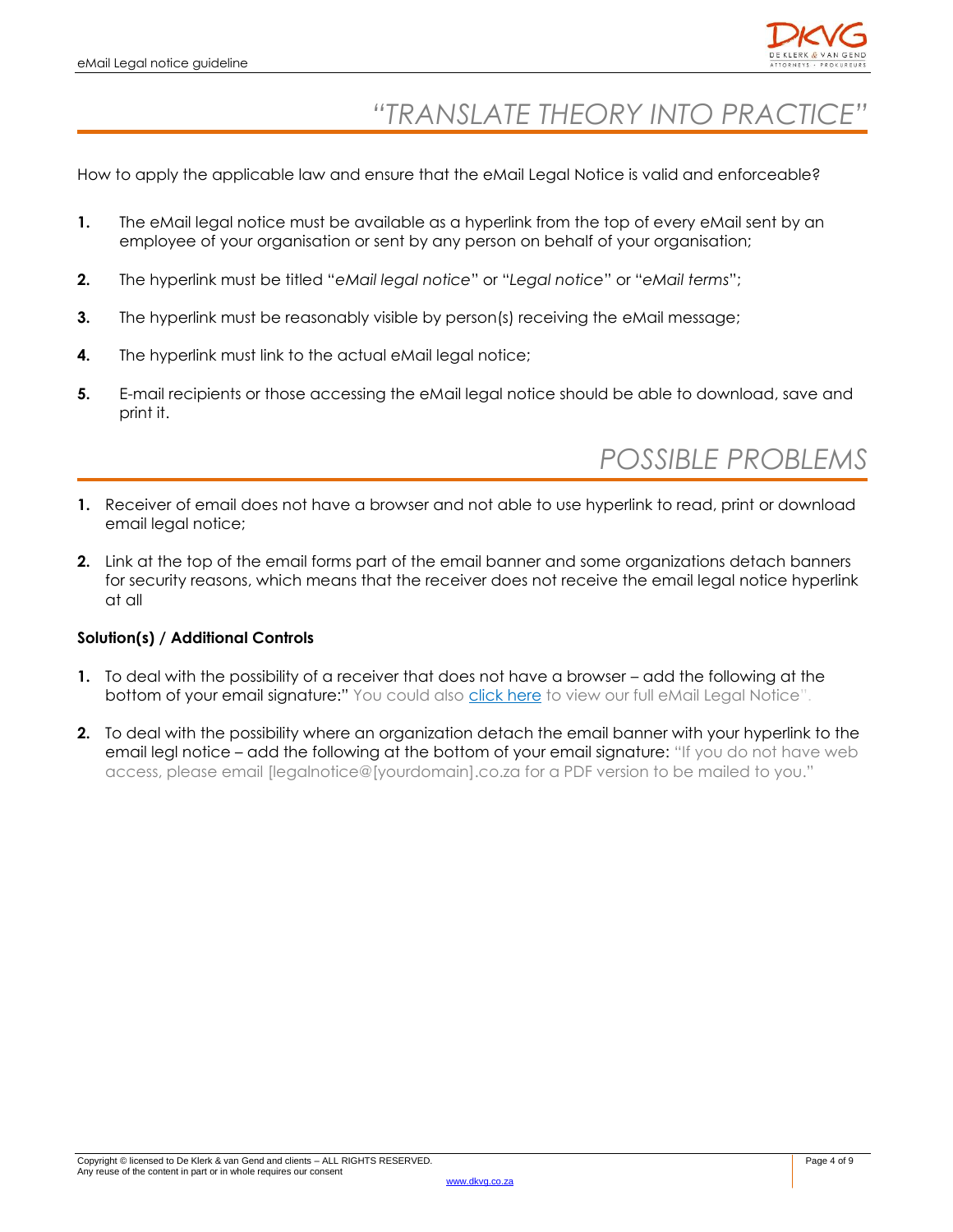# *"TRANSLATE THEORY INTO PRACTICE"*

How to apply the applicable law and ensure that the eMail Legal Notice is valid and enforceable?

1. The eMail legal notice must be available as a hyperlink from the top of every eMail sent by an employee of your organisation or sent by any person on behalf of your organisation;
2. The hyperlink must be titled "*eMail legal notice*" or "*Legal notice*" or "*eMail terms*";
3. The hyperlink must be reasonably visible by person(s) receiving the eMail message;
4. The hyperlink must link to the actual eMail legal notice;
5. E-mail recipients or those accessing the eMail legal notice should be able to download, save and print it.

# *POSSIBLE PROBLEMS*

1. Receiver of email does not have a browser and not able to use hyperlink to read, print or download email legal notice;
2. Link at the top of the email forms part of the email banner and some organizations detach banners for security reasons, which means that the receiver does not receive the email legal notice hyperlink at all

**Solution(s) / Additional Controls**

1. To deal with the possibility of a receiver that does not have a browser – add the following at the bottom of your email signature:" You could also click here to view our full eMail Legal Notice".
2. To deal with the possibility where an organization detach the email banner with your hyperlink to the email legl notice – add the following at the bottom of your email signature: "If you do not have web access, please email [legalnotice@[yourdomain].co.za for a PDF version to be mailed to you."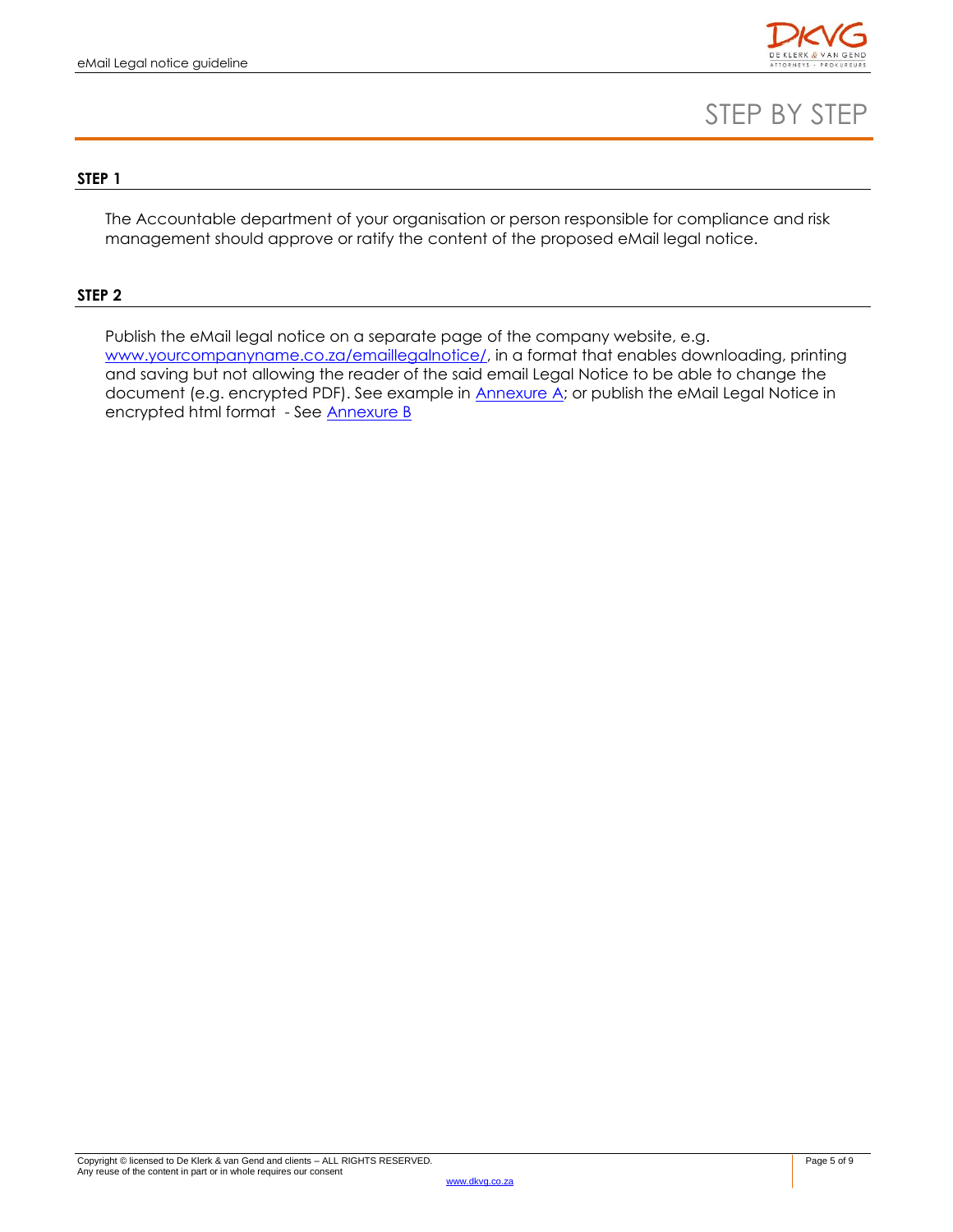# STEP BY STEP

## STEP 1

The Accountable department of your organisation or person responsible for compliance and risk management should approve or ratify the content of the proposed eMail legal notice.

## STEP 2

Publish the eMail legal notice on a separate page of the company website, e.g. www.yourcompanyname.co.za/emaillegalnotice/, in a format that enables downloading, printing and saving but not allowing the reader of the said email Legal Notice to be able to change the document (e.g. encrypted PDF). See example in Annexure A; or publish the eMail Legal Notice in encrypted html format - See Annexure B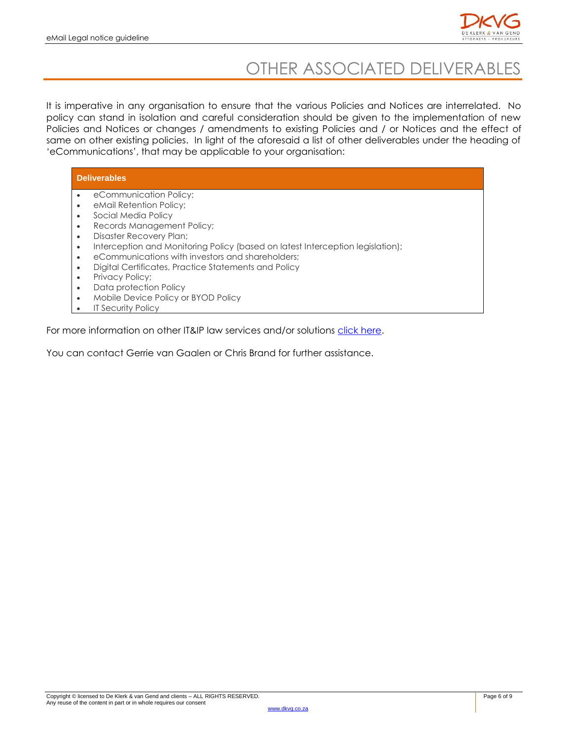# OTHER ASSOCIATED DELIVERABLES

It is imperative in any organisation to ensure that the various Policies and Notices are interrelated. No policy can stand in isolation and careful consideration should be given to the implementation of new Policies and Notices or changes / amendments to existing Policies and / or Notices and the effect of same on other existing policies. In light of the aforesaid a list of other deliverables under the heading of 'eCommunications', that may be applicable to your organisation:

| Deliverables |
| --- |
| • eCommunication Policy;<br>• eMail Retention Policy;<br>• Social Media Policy<br>• Records Management Policy;<br>• Disaster Recovery Plan;<br>• Interception and Monitoring Policy (based on latest Interception legislation);<br>• eCommunications with investors and shareholders;<br>• Digital Certificates, Practice Statements and Policy<br>• Privacy Policy;<br>• Data protection Policy<br>• Mobile Device Policy or BYOD Policy<br>• IT Security Policy |

For more information on other IT&IP law services and/or solutions click here.

You can contact Gerrie van Gaalen or Chris Brand for further assistance.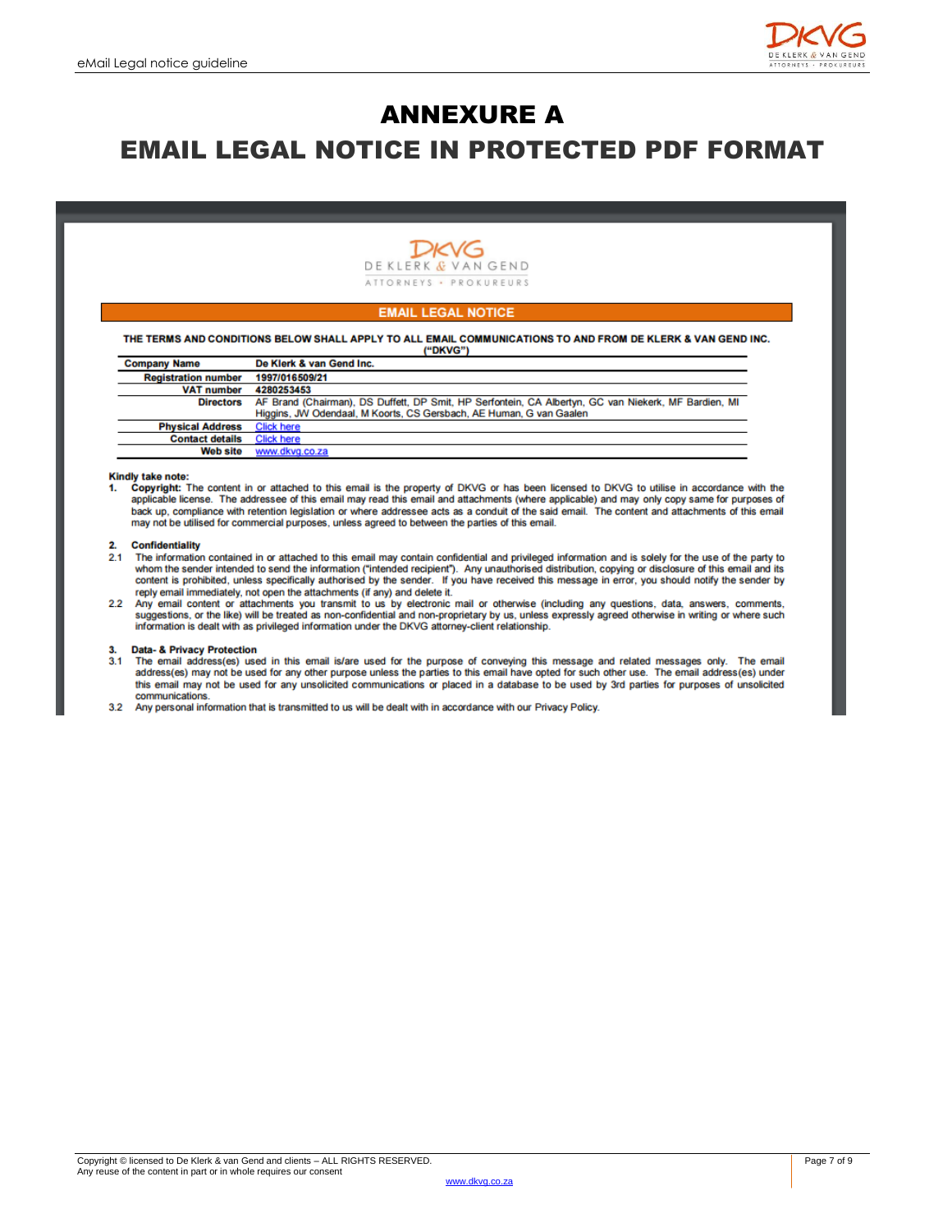# ANNEXURE A

# EMAIL LEGAL NOTICE IN PROTECTED PDF FORMAT

DE KLERK & VAN GEND

ATTORNEYS • PROKUREURS

## EMAIL LEGAL NOTICE

**THE TERMS AND CONDITIONS BELOW SHALL APPLY TO ALL EMAIL COMMUNICATIONS TO AND FROM DE KLERK & VAN GEND INC. ("DKVG")**

| | |
|---|---|
| **Company Name** | **De Klerk & van Gend Inc.** |
| **Registration number** | **1997/016509/21** |
| **VAT number** | **4280253453** |
| **Directors** | AF Brand (Chairman), DS Duffett, DP Smit, HP Serfontein, CA Albertyn, GC van Niekerk, MF Bardien, MI Higgins, JW Odendaal, M Koorts, CS Gersbach, AE Human, G van Gaalen |
| **Physical Address** | Click here |
| **Contact details** | Click here |
| **Web site** | www.dkvg.co.za |

**Kindly take note:**

1. **Copyright:** The content in or attached to this email is the property of DKVG or has been licensed to DKVG to utilise in accordance with the applicable license. The addressee of this email may read this email and attachments (where applicable) and may only copy same for purposes of back up, compliance with retention legislation or where addressee acts as a conduit of the said email. The content and attachments of this email may not be utilised for commercial purposes, unless agreed to between the parties of this email.

**2. Confidentiality**

2.1 The information contained in or attached to this email may contain confidential and privileged information and is solely for the use of the party to whom the sender intended to send the information ("intended recipient"). Any unauthorised distribution, copying or disclosure of this email and its content is prohibited, unless specifically authorised by the sender. If you have received this message in error, you should notify the sender by reply email immediately, not open the attachments (if any) and delete it.

2.2 Any email content or attachments you transmit to us by electronic mail or otherwise (including any questions, data, answers, comments, suggestions, or the like) will be treated as non-confidential and non-proprietary by us, unless expressly agreed otherwise in writing or where such information is dealt with as privileged information under the DKVG attorney-client relationship.

**3. Data- & Privacy Protection**

3.1 The email address(es) used in this email is/are used for the purpose of conveying this message and related messages only. The email address(es) may not be used for any other purpose unless the parties to this email have opted for such other use. The email address(es) under this email may not be used for any unsolicited communications or placed in a database to be used by 3rd parties for purposes of unsolicited communications.

3.2 Any personal information that is transmitted to us will be dealt with in accordance with our Privacy Policy.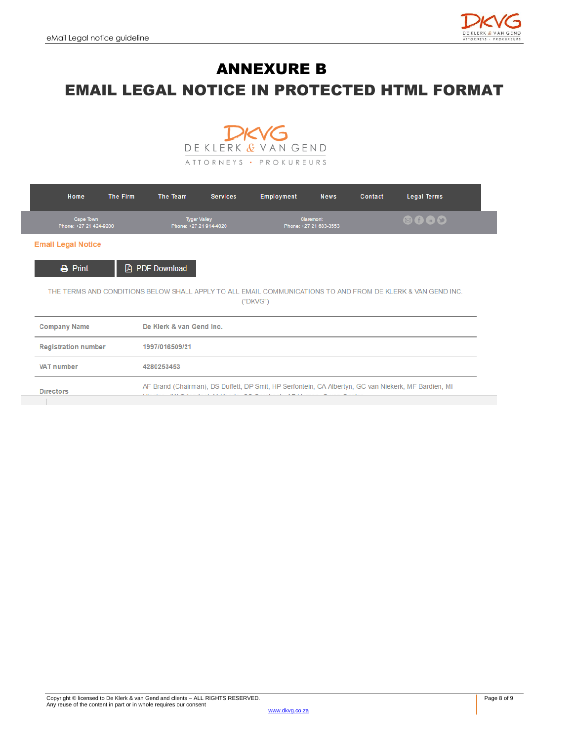# ANNEXURE B

# EMAIL LEGAL NOTICE IN PROTECTED HTML FORMAT

DKVG
DE KLERK & VAN GEND
ATTORNEYS • PROKUREURS

Home | The Firm | The Team | Services | Employment | News | Contact | Legal Terms

Cape Town
Phone: +27 21 424-9200

Tyger Valley
Phone: +27 21 914-4020

Claremont
Phone: +27 21 683-3553

**Email Legal Notice**

Print | PDF Download

THE TERMS AND CONDITIONS BELOW SHALL APPLY TO ALL EMAIL COMMUNICATIONS TO AND FROM DE KLERK & VAN GEND INC. ("DKVG")

| | |
|---|---|
| Company Name | De Klerk & van Gend Inc. |
| Registration number | 1997/016509/21 |
| VAT number | 4280253453 |
| Directors | AF Brand (Chairman), DS Duffett, DP Smit, HP Serfontein, CA Albertyn, GC van Niekerk, MF Bardien, MI |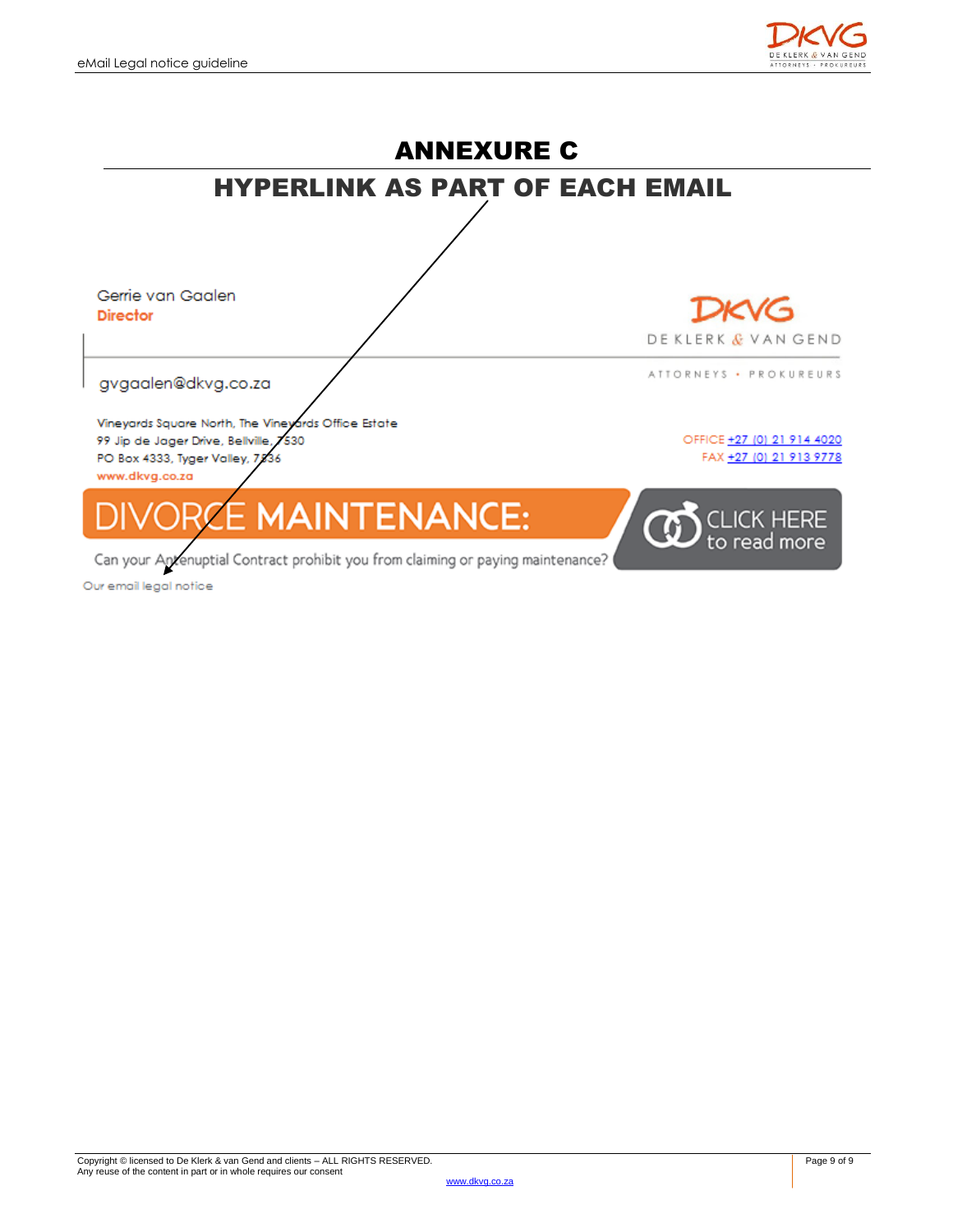# ANNEXURE C

## HYPERLINK AS PART OF EACH EMAIL

Gerrie van Gaalen
**Director**

gvgaalen@dkvg.co.za

Vineyards Square North, The Vineyards Office Estate
99 Jip de Jager Drive, Bellville, 7530
PO Box 4333, Tyger Valley, 7536
**www.dkvg.co.za**

DKVG
DE KLERK & VAN GEND
ATTORNEYS • PROKUREURS

OFFICE +27 (0) 21 914 4020
FAX +27 (0) 21 913 9778

DIVORCE **MAINTENANCE:**

Can your Antenuptial Contract prohibit you from claiming or paying maintenance?

CLICK HERE to read more

Our email legal notice

Copyright © licensed to De Klerk & van Gend and clients – ALL RIGHTS RESERVED.
Any reuse of the content in part or in whole requires our consent

www.dkvg.co.za